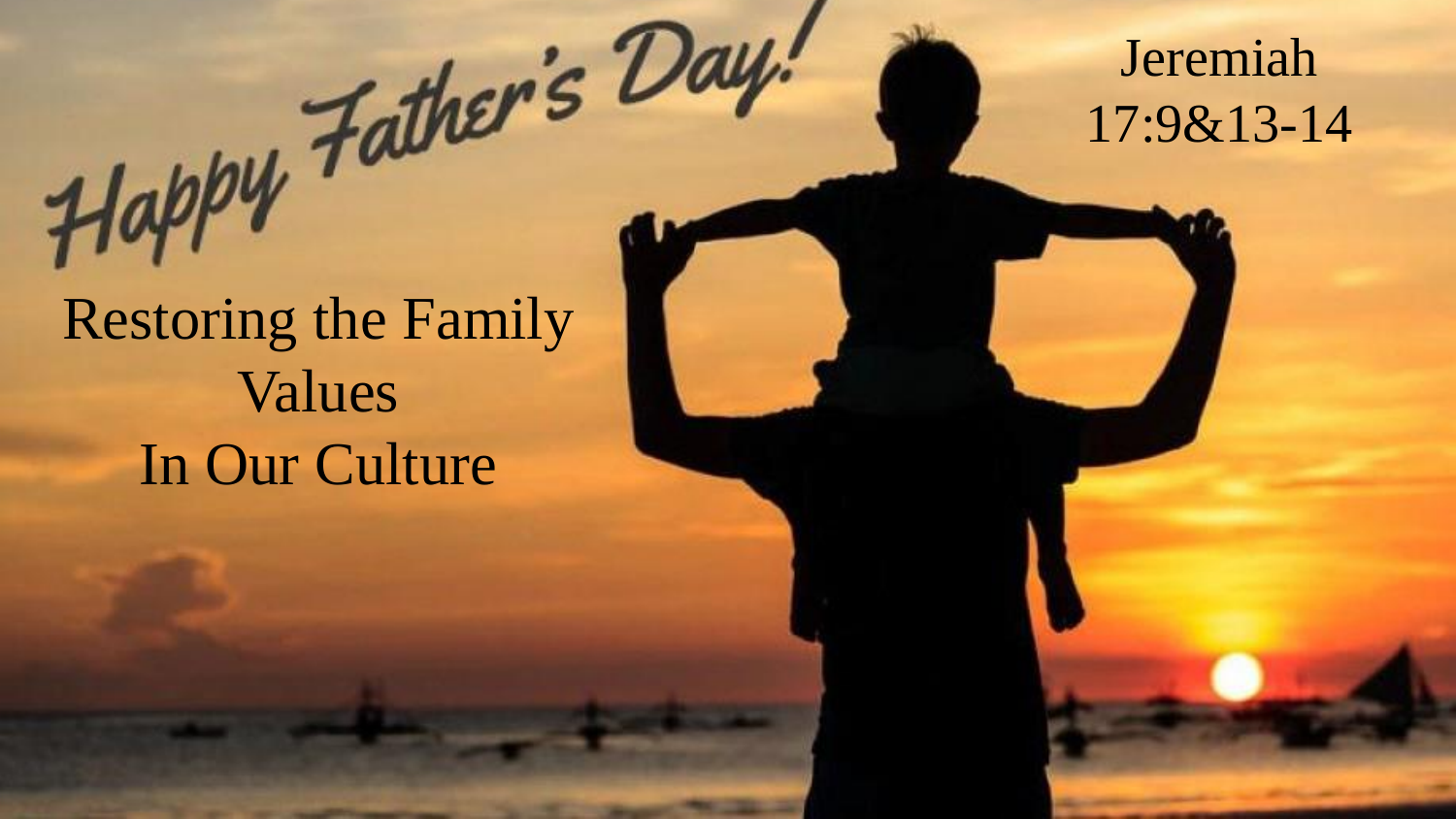Happy Father's Day!

# Restoring the Family Values In Our Culture

Jeremiah 17:9&13-14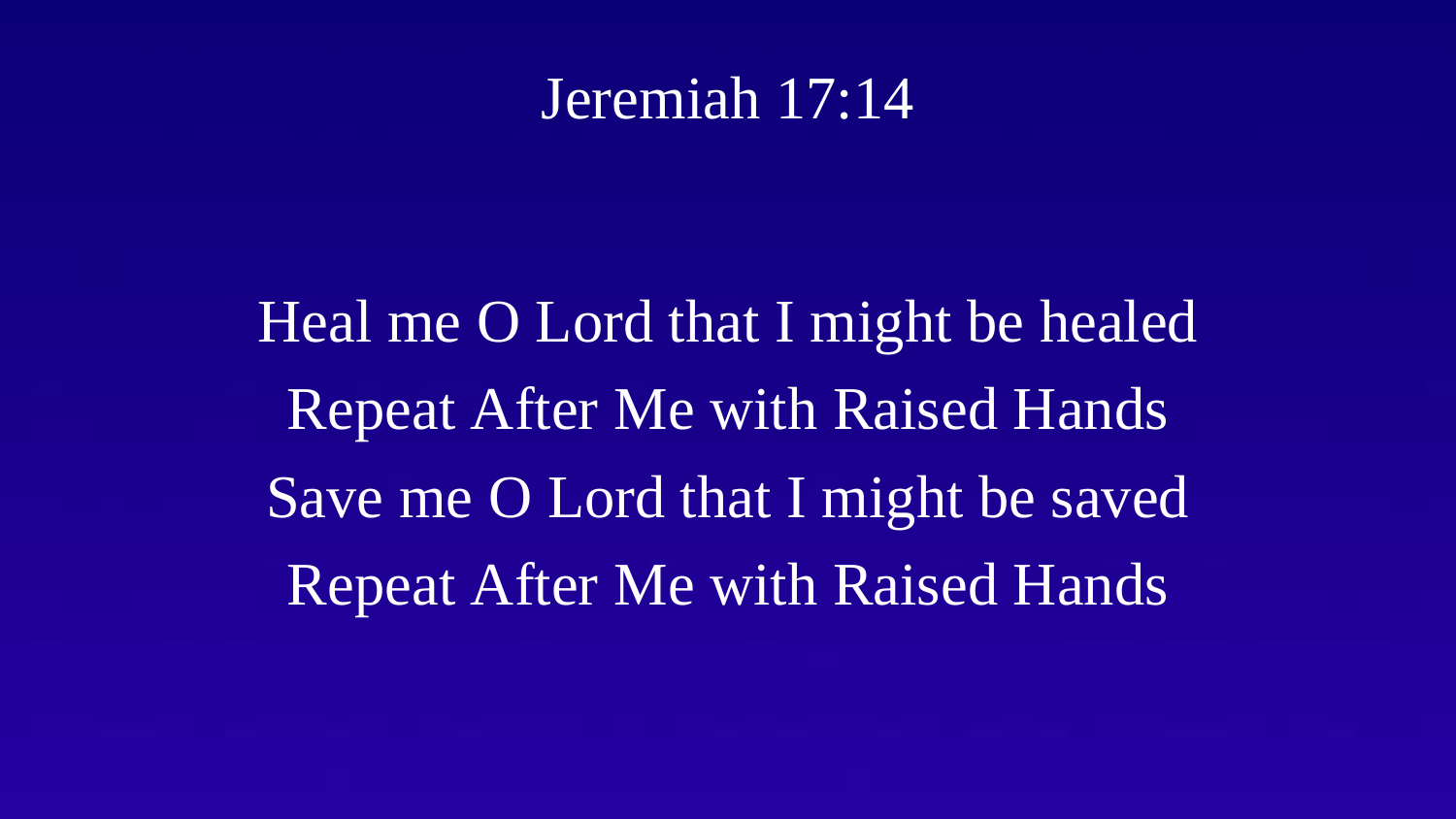# Jeremiah 17:14

Heal me O Lord that I might be healed

Repeat After Me with Raised Hands

Save me O Lord that I might be saved

Repeat After Me with Raised Hands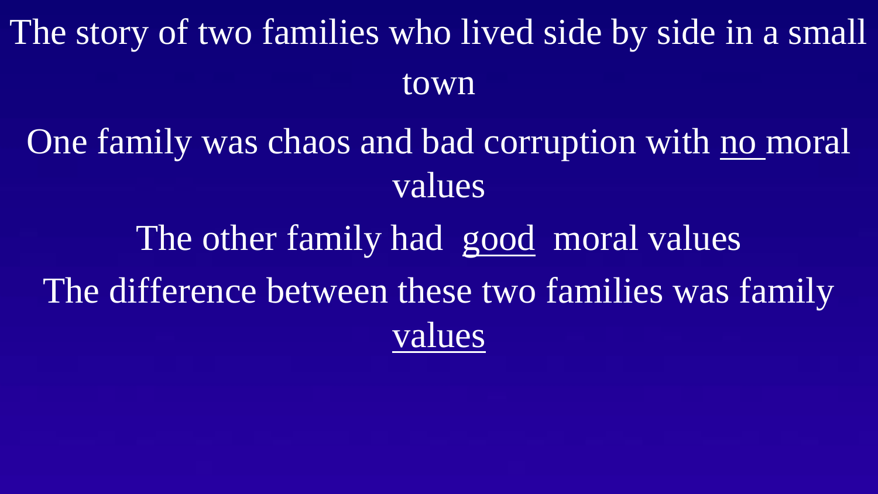The story of two families who lived side by side in a small town

One family was chaos and bad corruption with <u>no</u> moral values

The other family had <u>good</u> moral values

The difference between these two families was family <u>values</u>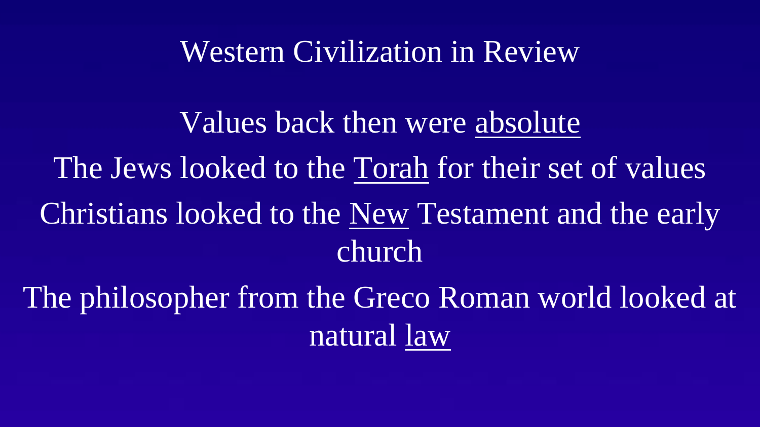# Western Civilization in Review

Values back then were absolute

The Jews looked to the Torah for their set of values

Christians looked to the New Testament and the early church

The philosopher from the Greco Roman world looked at natural law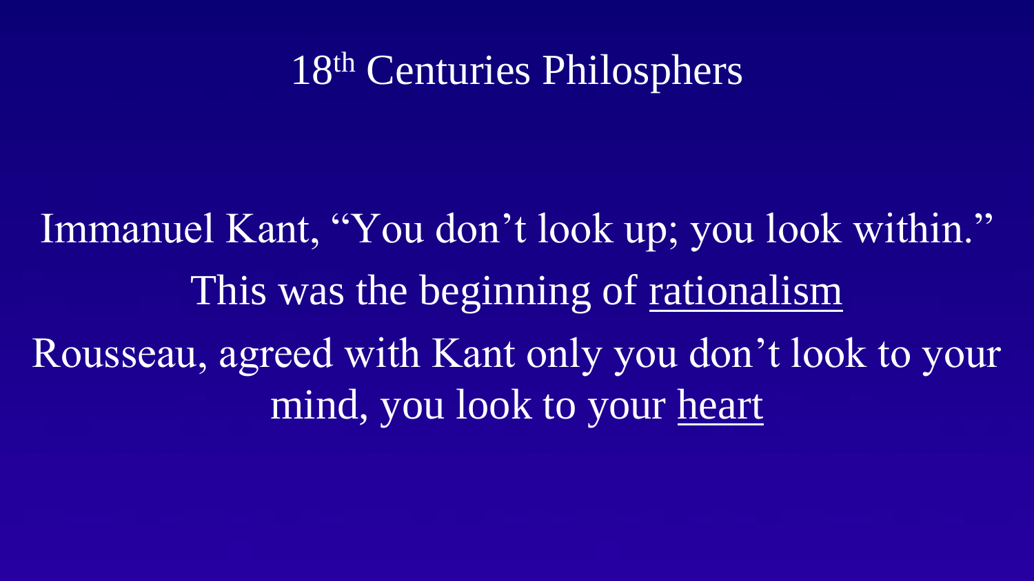# 18th Centuries Philosphers

Immanuel Kant, "You don't look up; you look within."

This was the beginning of rationalism

Rousseau, agreed with Kant only you don't look to your mind, you look to your heart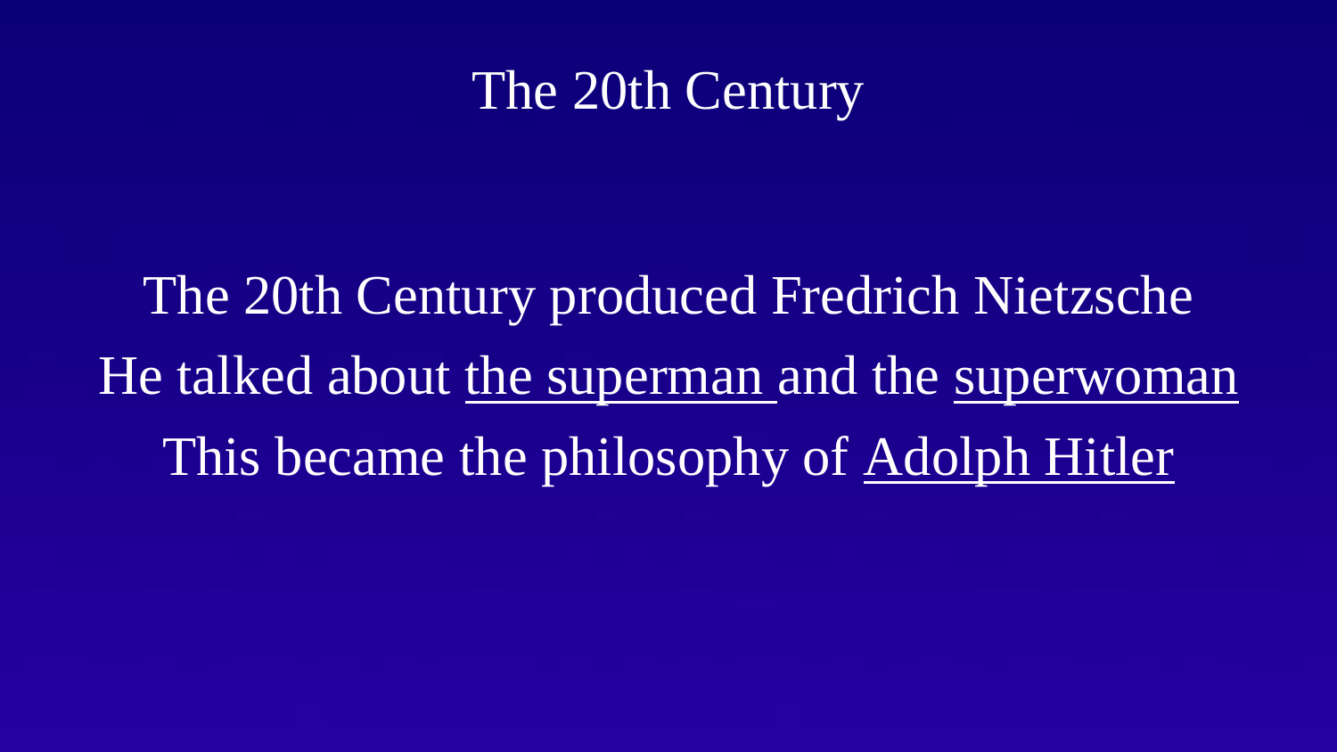# The 20th Century

The 20th Century produced Fredrich Nietzsche
He talked about <u>the superman</u> and the <u>superwoman</u>
This became the philosophy of <u>Adolph Hitler</u>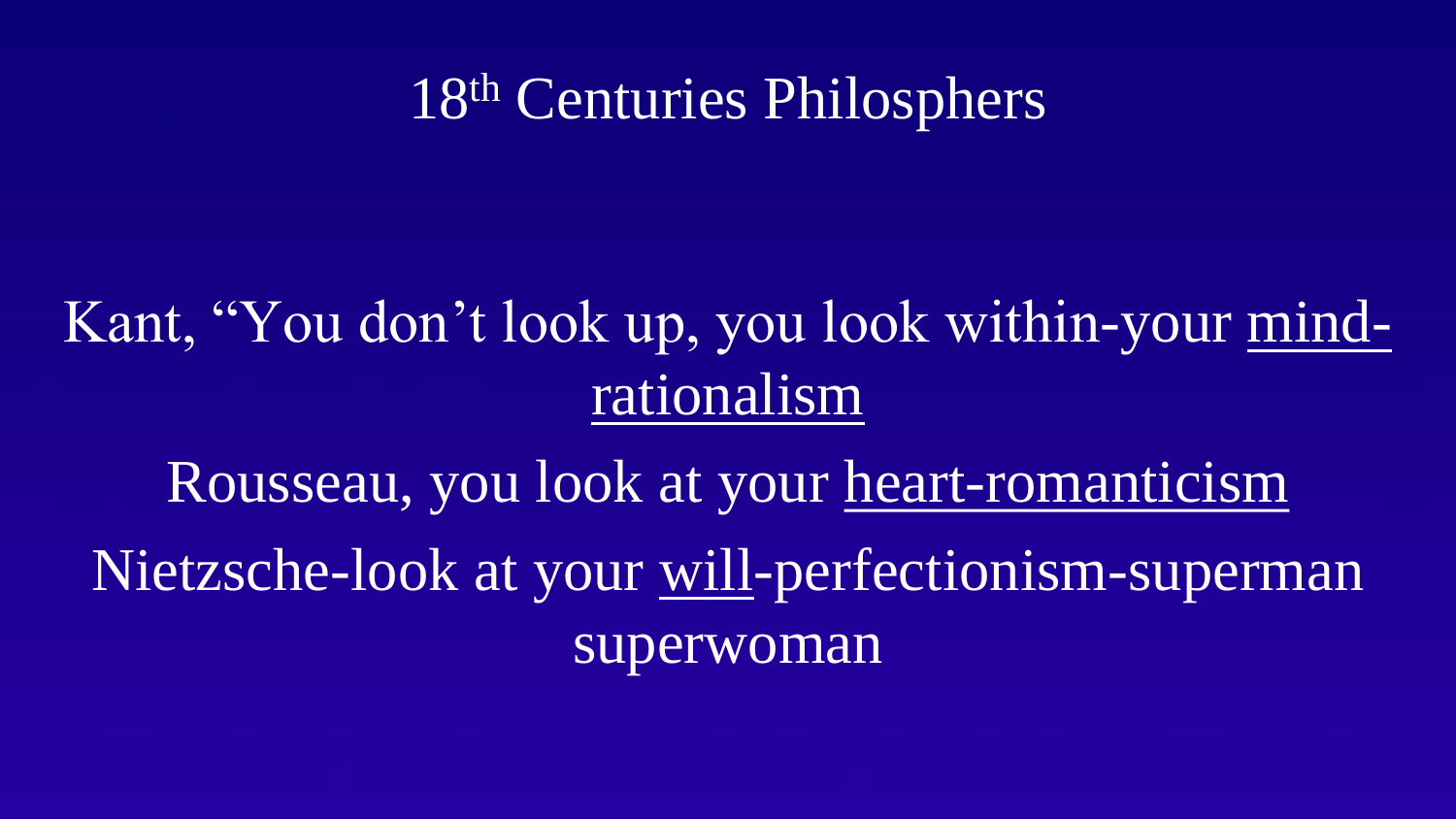# 18th Centuries Philosphers

Kant, "You don't look up, you look within-your <u>mind-rationalism</u>

Rousseau, you look at your <u>heart-romanticism</u>

Nietzsche-look at your <u>will</u>-perfectionism-superman superwoman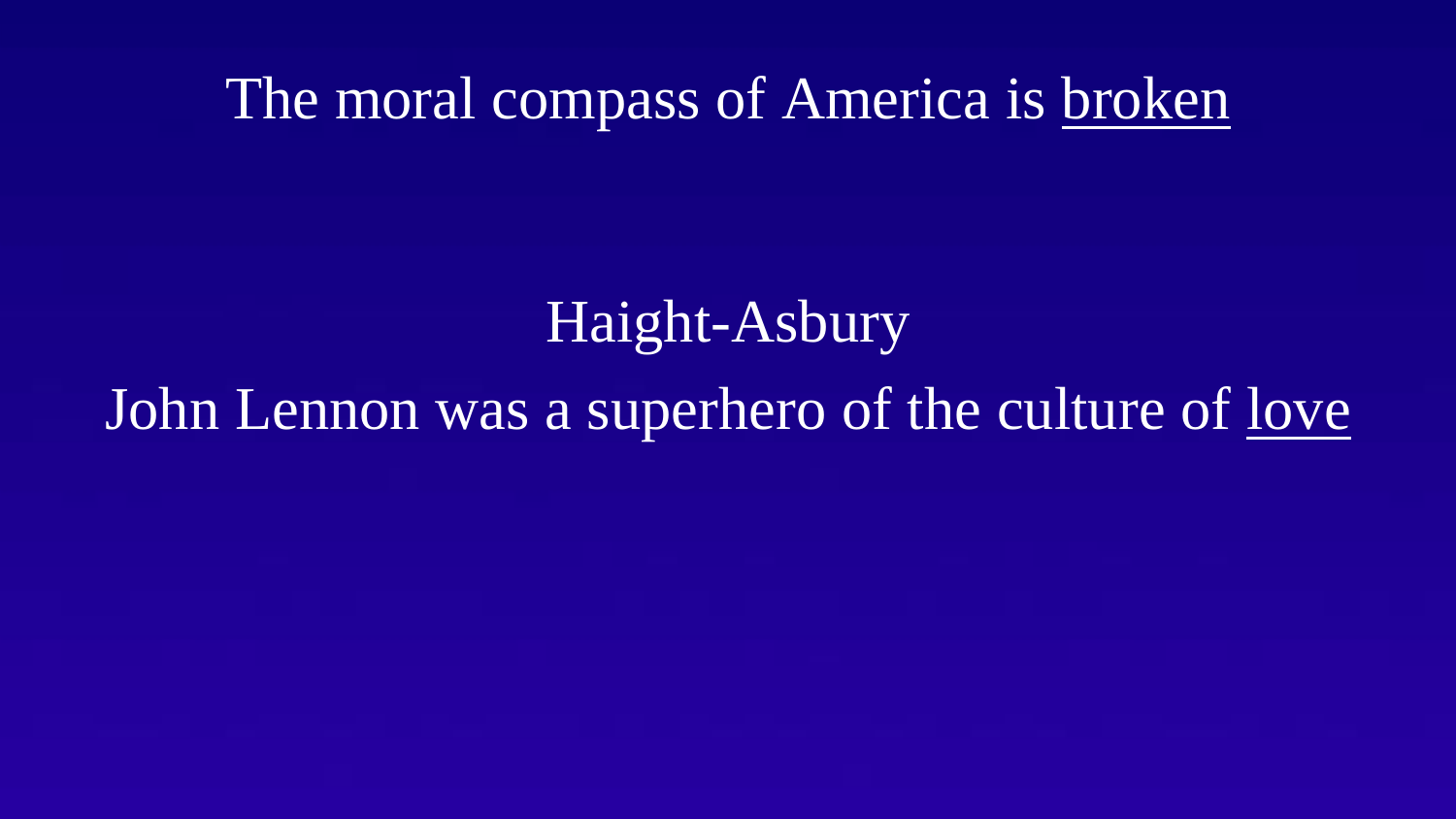# The moral compass of America is <u>broken</u>

Haight-Asbury

John Lennon was a superhero of the culture of <u>love</u>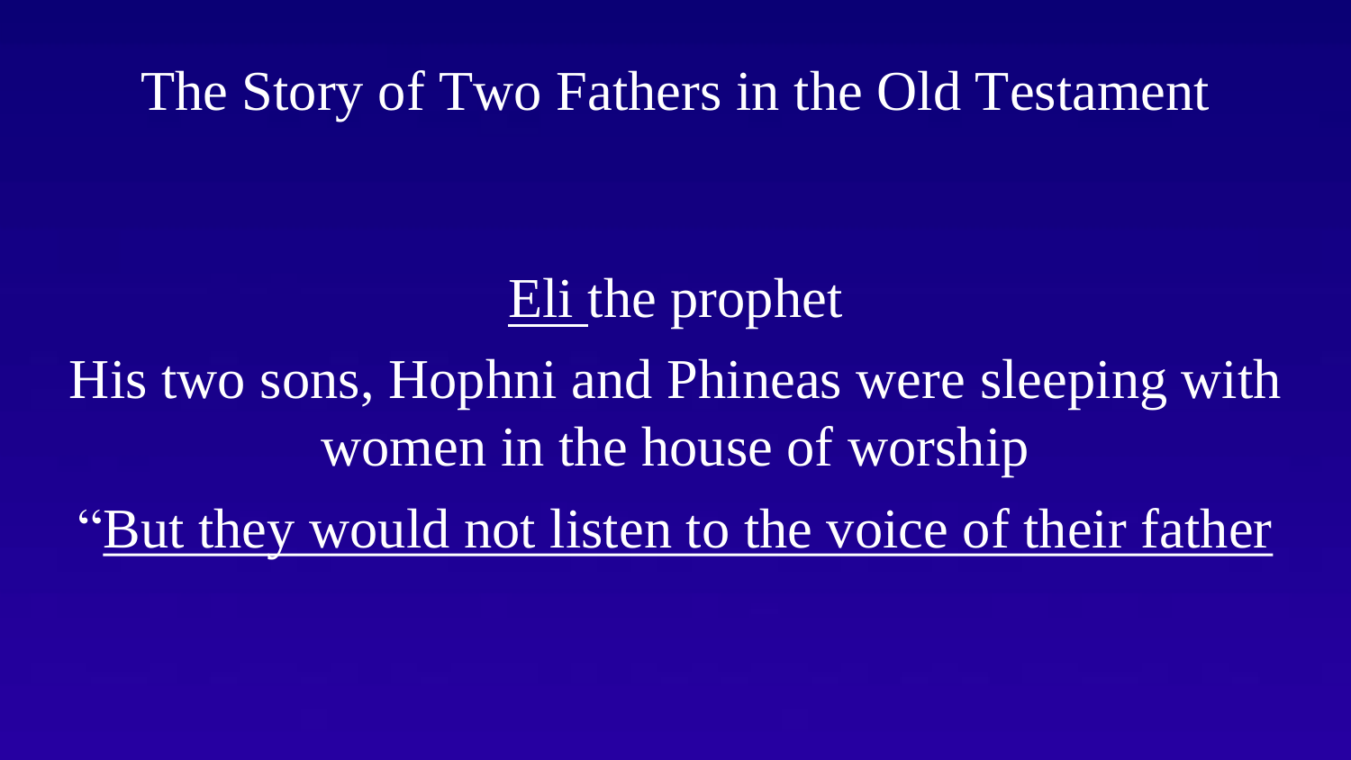# The Story of Two Fathers in the Old Testament

<u>Eli </u>the prophet

His two sons, Hophni and Phineas were sleeping with women in the house of worship

"<u>But they would not listen to the voice of their father</u>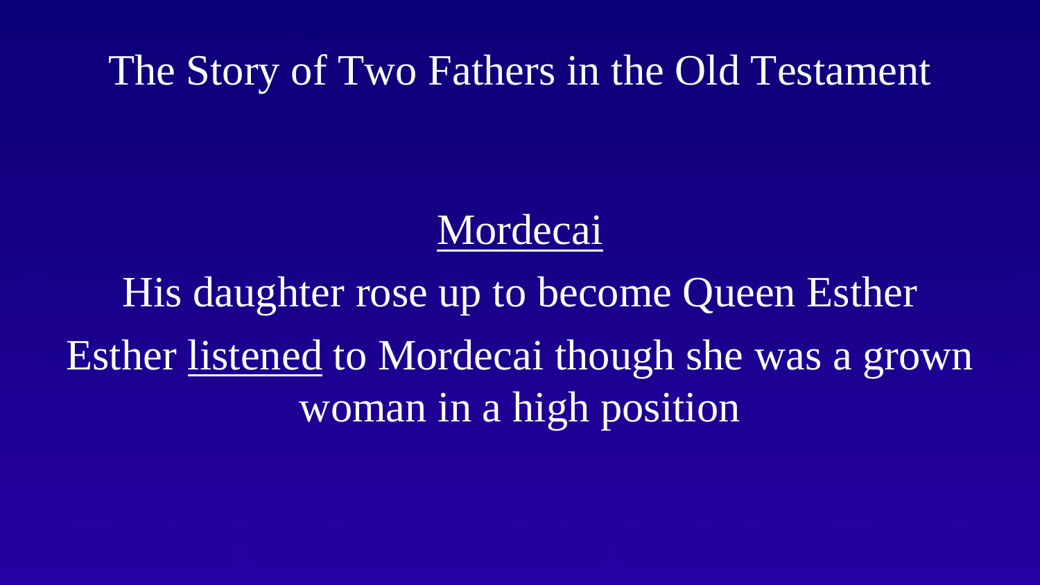# The Story of Two Fathers in the Old Testament

<u>Mordecai</u>

His daughter rose up to become Queen Esther

Esther <u>listened</u> to Mordecai though she was a grown woman in a high position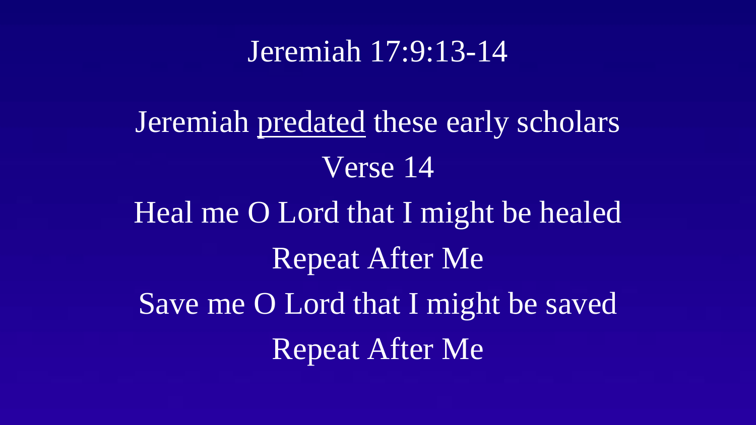# Jeremiah 17:9:13-14

Jeremiah <u>predated</u> these early scholars

Verse 14

Heal me O Lord that I might be healed

Repeat After Me

Save me O Lord that I might be saved

Repeat After Me